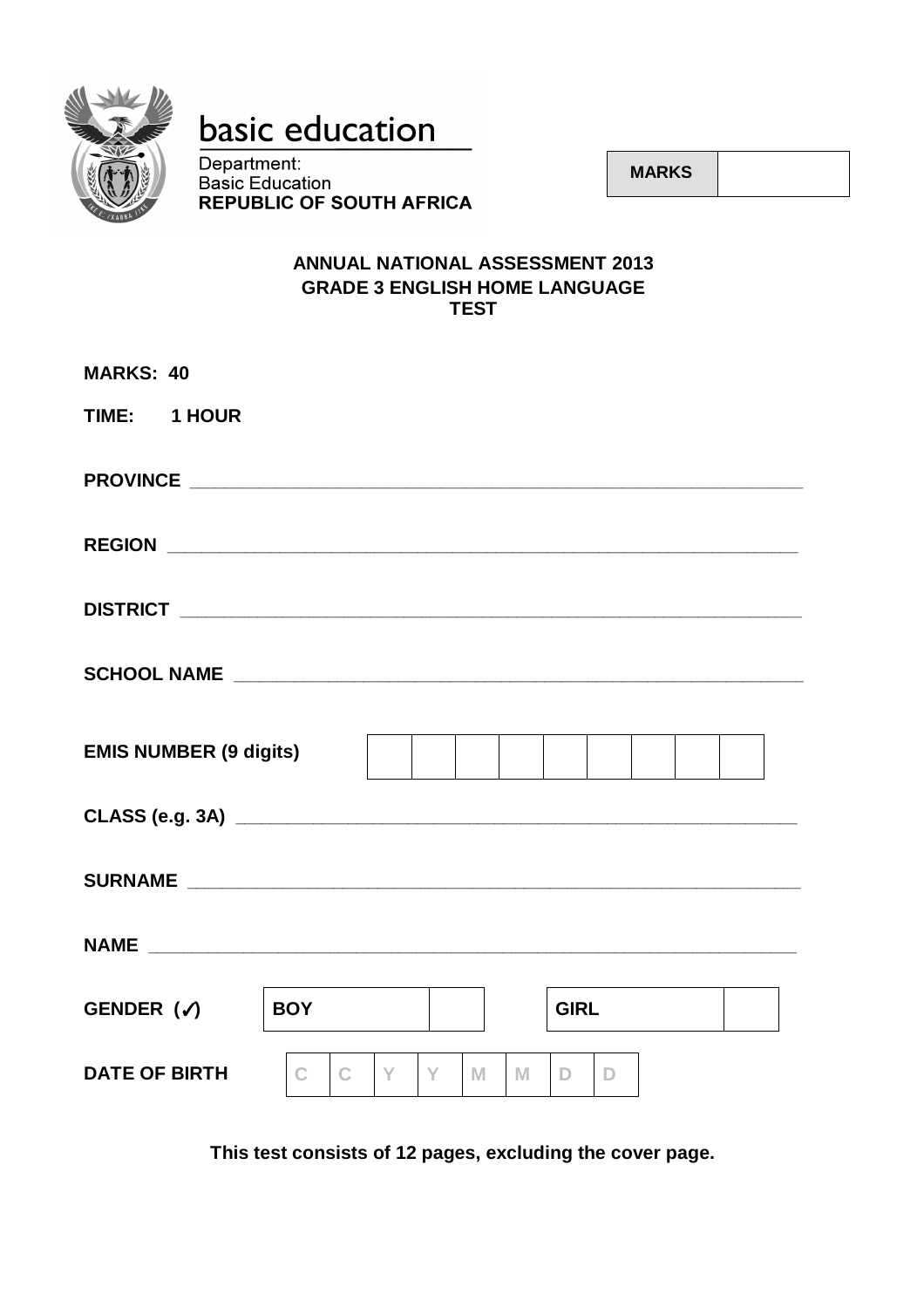basic education

Department:
Basic Education
**REPUBLIC OF SOUTH AFRICA**

| **MARKS** | |
|---|---|

**ANNUAL NATIONAL ASSESSMENT 2013**
**GRADE 3 ENGLISH HOME LANGUAGE**
**TEST**

**MARKS: 40**

**TIME: 1 HOUR**

**PROVINCE** ____________________________________________

**REGION** ____________________________________________

**DISTRICT** ____________________________________________

**SCHOOL NAME** ____________________________________________

**EMIS NUMBER (9 digits)**

| | | | | | | | | |
|---|---|---|---|---|---|---|---|---|

**CLASS (e.g. 3A)** ____________________________________________

**SURNAME** ____________________________________________

**NAME** ____________________________________________

**GENDER (✓)**

| **BOY** | | **GIRL** | |
|---|---|---|---|

**DATE OF BIRTH**

| C | C | Y | Y | M | M | D | D |
|---|---|---|---|---|---|---|---|

**This test consists of 12 pages, excluding the cover page.**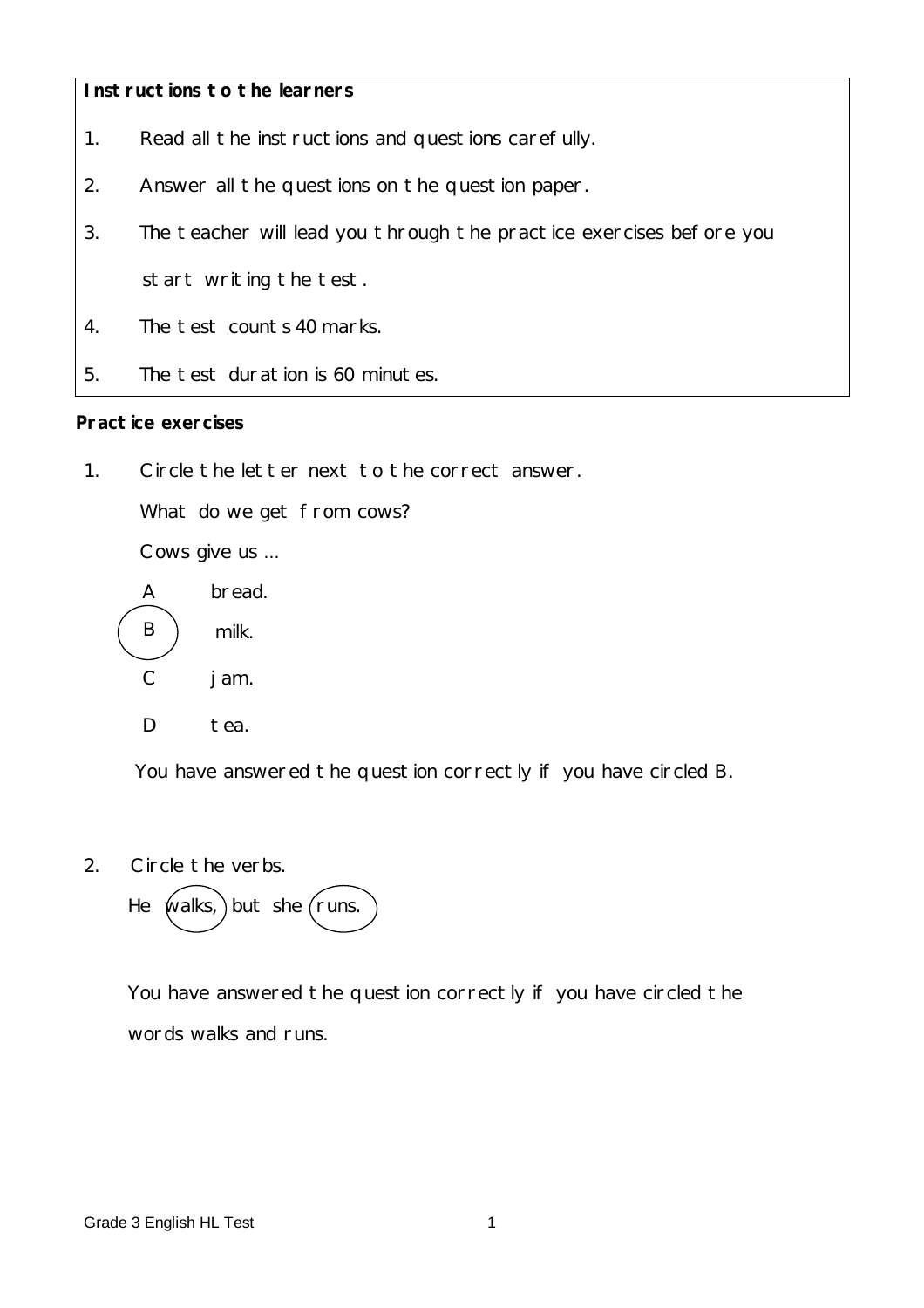**Instructions to the learners**

1. Read all the instructions and questions carefully.
2. Answer all the questions on the question paper.
3. The teacher will lead you through the practice exercises before you start writing the test.
4. The test counts 40 marks.
5. The test duration is 60 minutes.

**Practice exercises**

1. Circle the letter next to the correct answer.

   What do we get from cows?

   Cows give us ...

   A bread.

   (B) milk.

   C jam.

   D tea.

   You have answered the question correctly if you have circled B.

2. Circle the verbs.

   He (walks,) but she (runs.)

   You have answered the question correctly if you have circled the words walks and runs.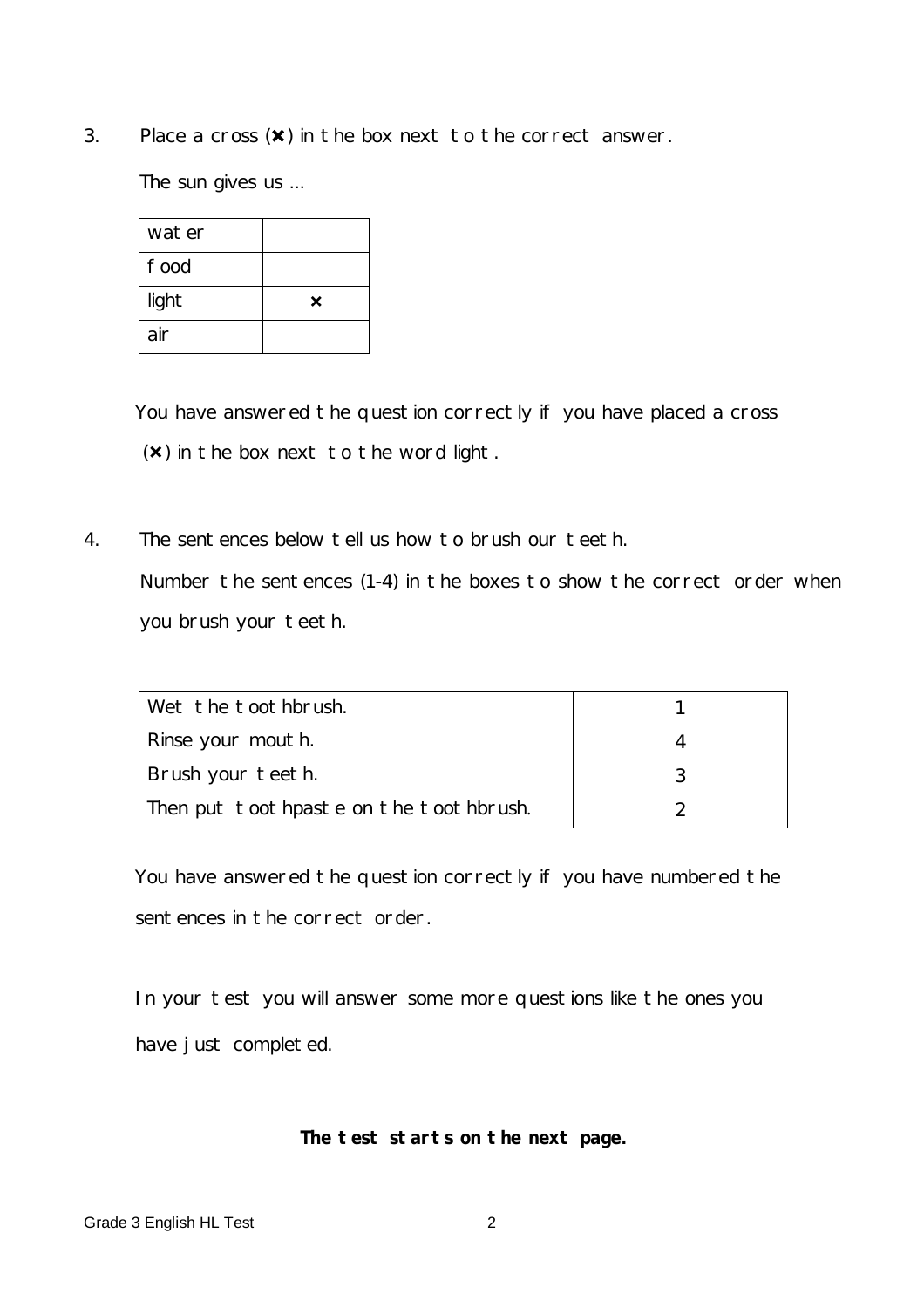3. Place a cross (✖) in the box next to the correct answer.

The sun gives us ...

| water | |
|---|---|
| food | |
| light | ✖ |
| air | |

You have answered the question correctly if you have placed a cross (✖) in the box next to the word light.

4. The sentences below tell us how to brush our teeth.

Number the sentences (1-4) in the boxes to show the correct order when you brush your teeth.

| Wet the toothbrush. | 1 |
|---|---|
| Rinse your mouth. | 4 |
| Brush your teeth. | 3 |
| Then put toothpaste on the toothbrush. | 2 |

You have answered the question correctly if you have numbered the sentences in the correct order.

In your test you will answer some more questions like the ones you have just completed.

**The test starts on the next page.**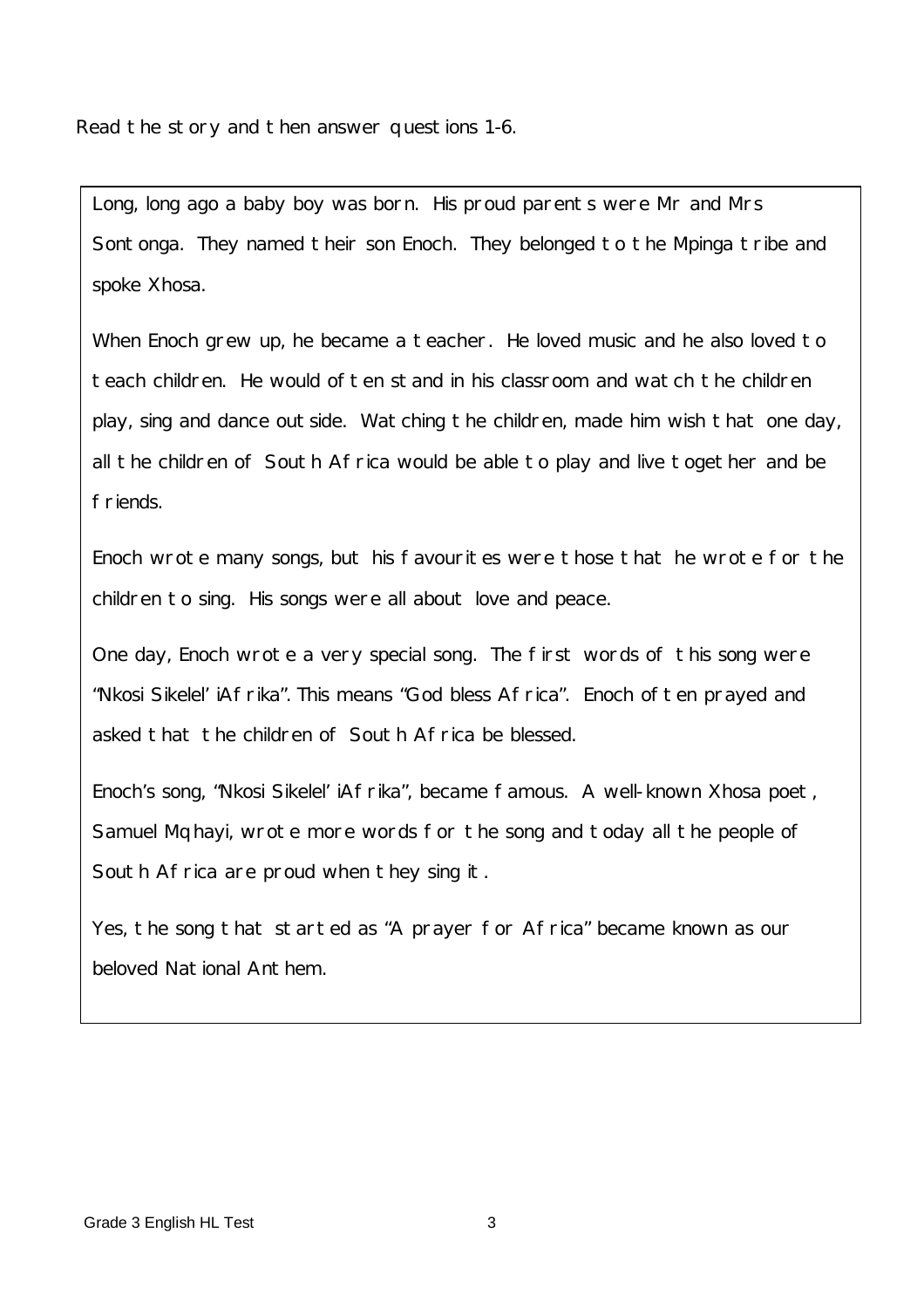Read the story and then answer questions 1-6.

Long, long ago a baby boy was born. His proud parents were Mr and Mrs Sontonga. They named their son Enoch. They belonged to the Mpinga tribe and spoke Xhosa.

When Enoch grew up, he became a teacher. He loved music and he also loved to teach children. He would often stand in his classroom and watch the children play, sing and dance outside. Watching the children, made him wish that one day, all the children of South Africa would be able to play and live together and be friends.

Enoch wrote many songs, but his favourites were those that he wrote for the children to sing. His songs were all about love and peace.

One day, Enoch wrote a very special song. The first words of this song were "Nkosi Sikelel' iAfrika". This means "God bless Africa". Enoch often prayed and asked that the children of South Africa be blessed.

Enoch's song, "Nkosi Sikelel' iAfrika", became famous. A well-known Xhosa poet, Samuel Mqhayi, wrote more words for the song and today all the people of South Africa are proud when they sing it.

Yes, the song that started as "A prayer for Africa" became known as our beloved National Anthem.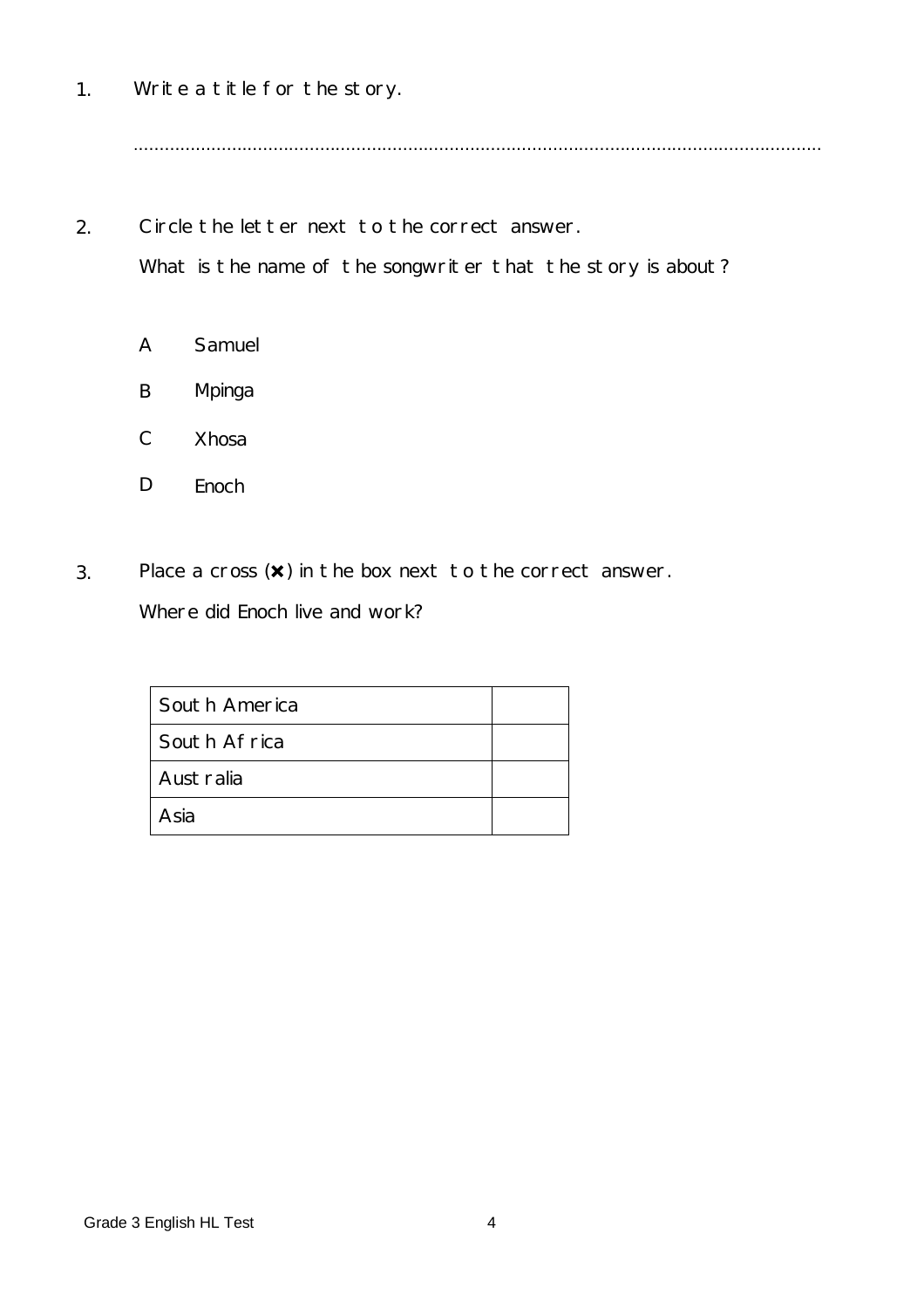1. Write a title for the story.

   ......................................................................................................................................

2. Circle the letter next to the correct answer.

   What is the name of the songwriter that the story is about?

   A Samuel

   B Mpinga

   C Xhosa

   D Enoch

3. Place a cross (✖) in the box next to the correct answer.

   Where did Enoch live and work?

| | |
|---|---|
| South America | |
| South Africa | |
| Australia | |
| Asia | |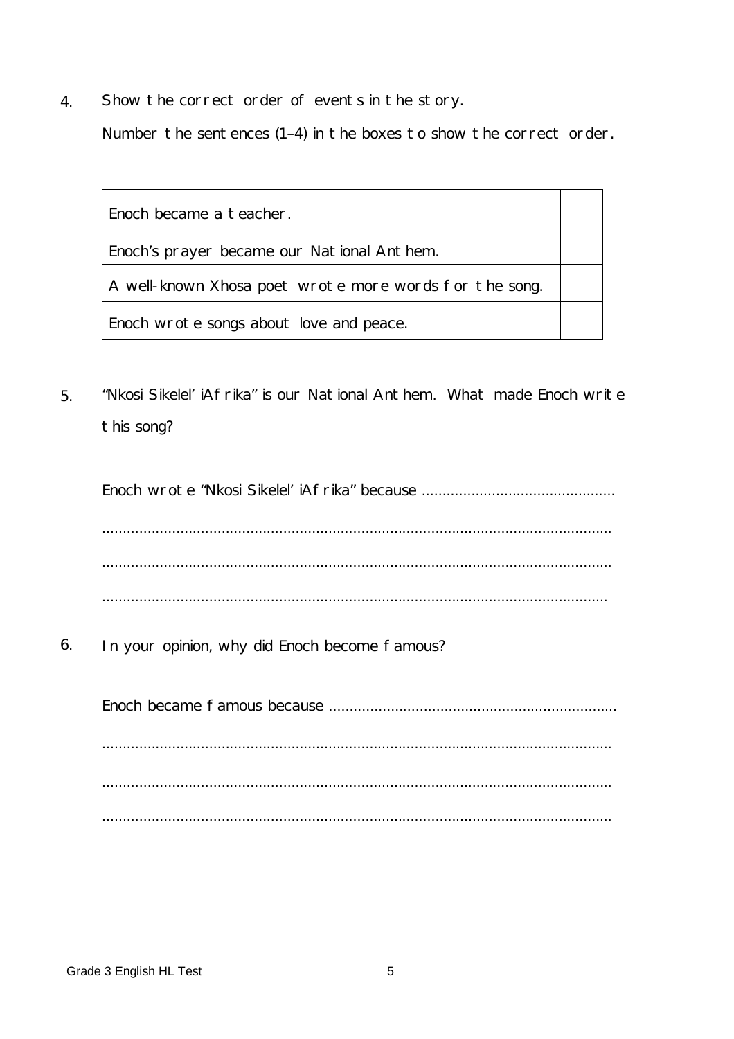4. Show the correct order of events in the story.

   Number the sentences (1–4) in the boxes to show the correct order.

| | |
|---|---|
| Enoch became a teacher. | |
| Enoch's prayer became our National Anthem. | |
| A well-known Xhosa poet wrote more words for the song. | |
| Enoch wrote songs about love and peace. | |

5. "Nkosi Sikelel' iAfrika" is our National Anthem. What made Enoch write this song?

   Enoch wrote "Nkosi Sikelel' iAfrika" because ..............................................

   ..........................................................................................................................

   ..........................................................................................................................

   ..........................................................................................................................

6. In your opinion, why did Enoch become famous?

   Enoch became famous because .....................................................................

   ..........................................................................................................................

   ..........................................................................................................................

   ..........................................................................................................................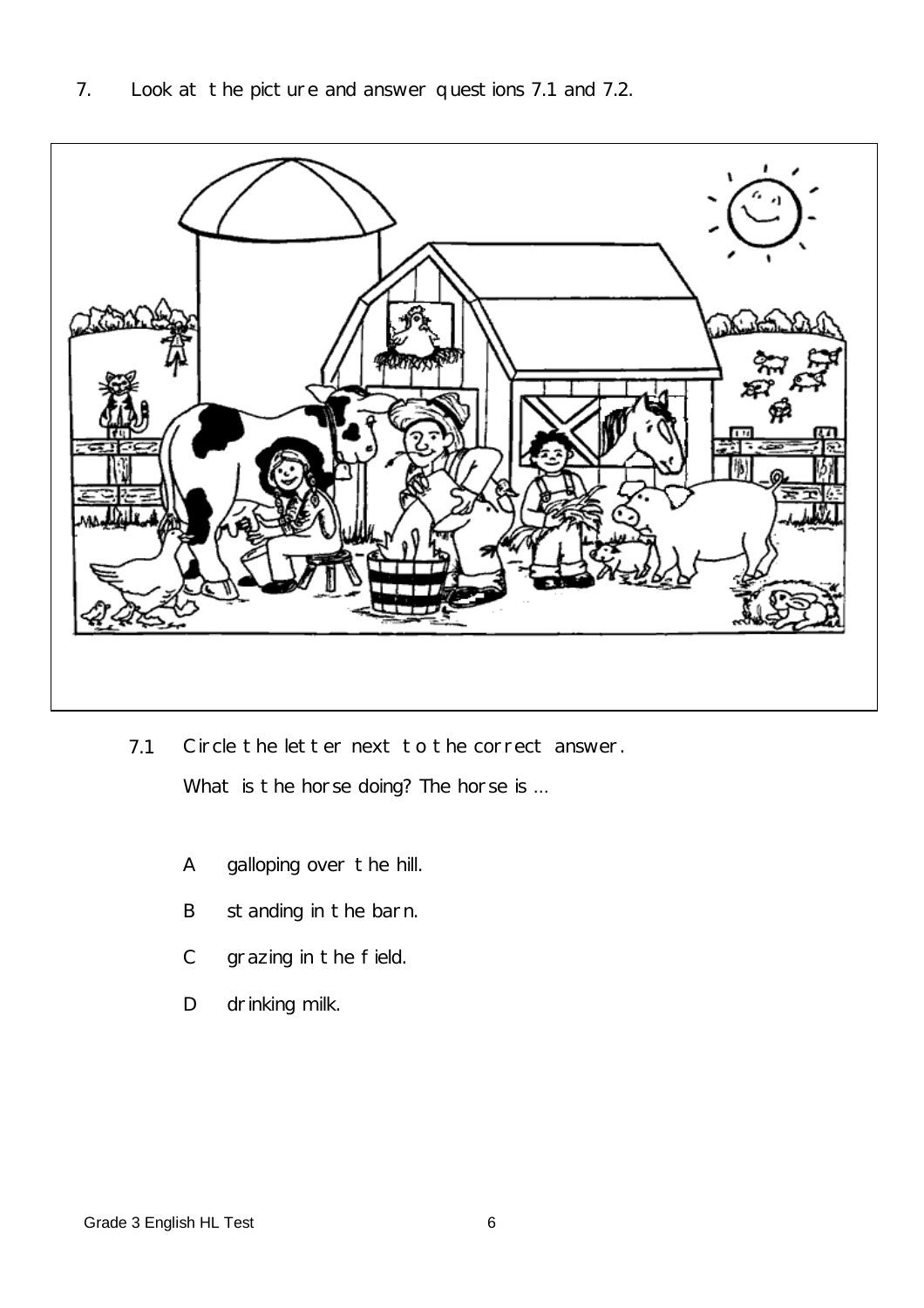7. Look at the picture and answer questions 7.1 and 7.2.

7.1 Circle the letter next to the correct answer.

What is the horse doing? The horse is ...

- A galloping over the hill.
- B standing in the barn.
- C grazing in the field.
- D drinking milk.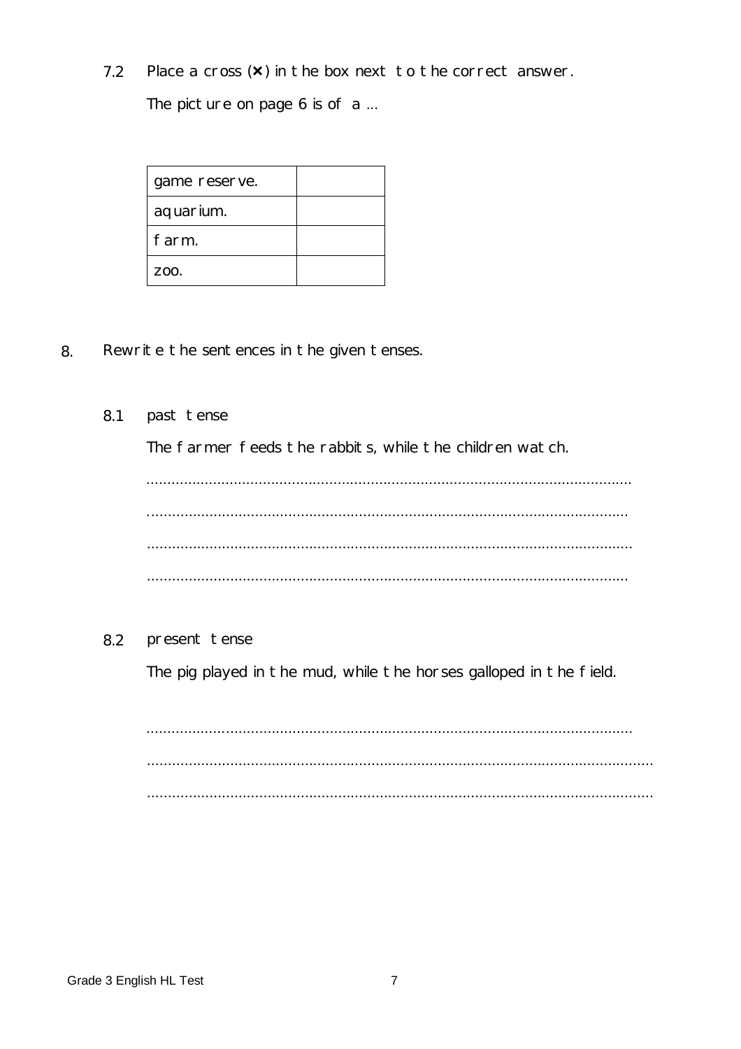7.2 Place a cross (**×**) in the box next to the correct answer.

The picture on page 6 is of a ...

| | |
|---|---|
| game reserve. | |
| aquarium. | |
| farm. | |
| zoo. | |

8. Rewrite the sentences in the given tenses.

8.1 past tense

The farmer feeds the rabbits, while the children watch.

..........................................................................................................

..........................................................................................................

..........................................................................................................

..........................................................................................................

8.2 present tense

The pig played in the mud, while the horses galloped in the field.

..........................................................................................................

..........................................................................................................

..........................................................................................................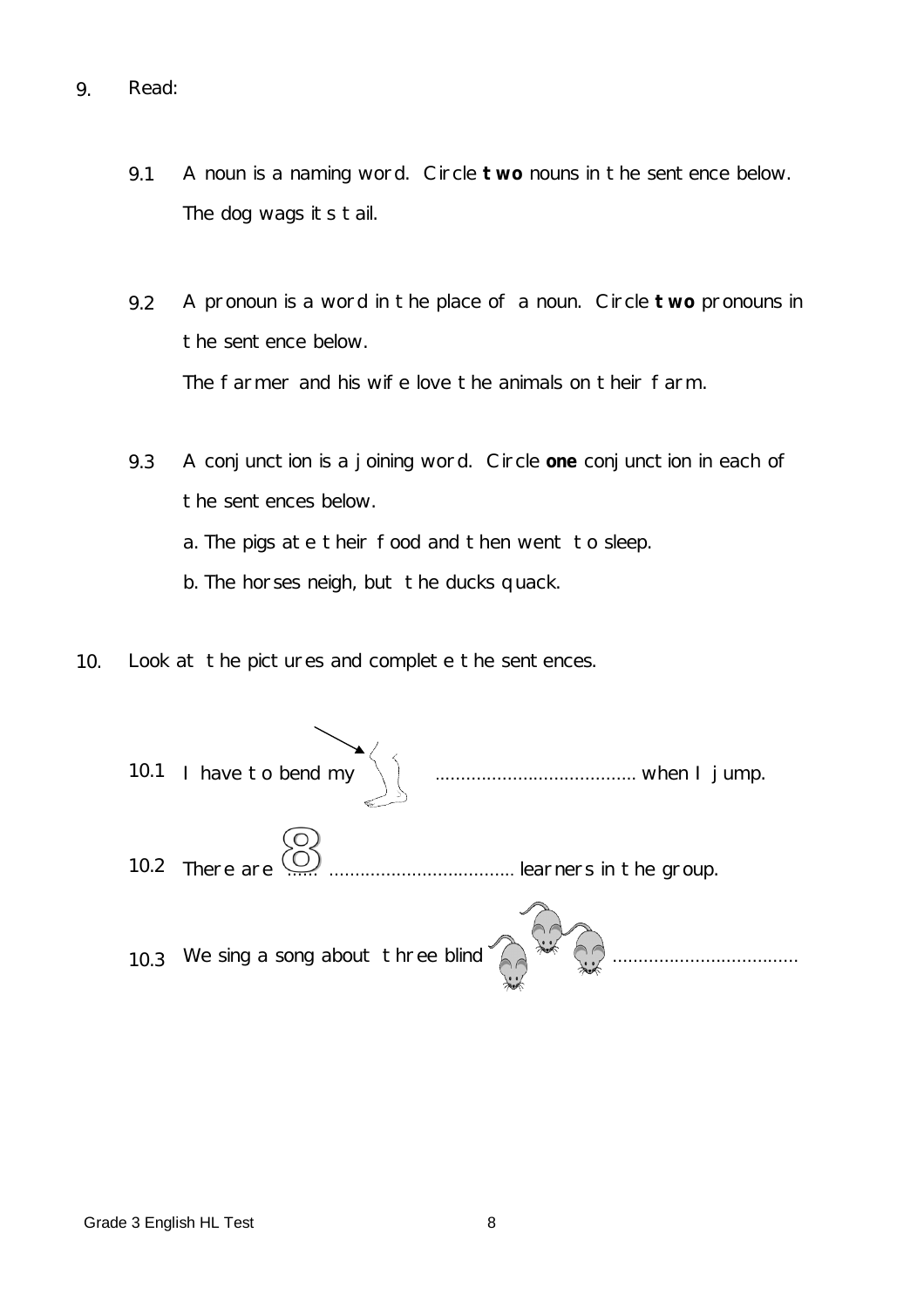9. Read:

   9.1 A noun is a naming word. Circle **two** nouns in the sentence below.

   The dog wags its tail.

   9.2 A pronoun is a word in the place of a noun. Circle **two** pronouns in the sentence below.

   The farmer and his wife love the animals on their farm.

   9.3 A conjunction is a joining word. Circle **one** conjunction in each of the sentences below.

   a. The pigs ate their food and then went to sleep.

   b. The horses neigh, but the ducks quack.

10. Look at the pictures and complete the sentences.

   10.1 I have to bend my ...................................... when I jump.

   10.2 There are 8 ...... .................................. learners in the group.

   10.3 We sing a song about three blind ..................................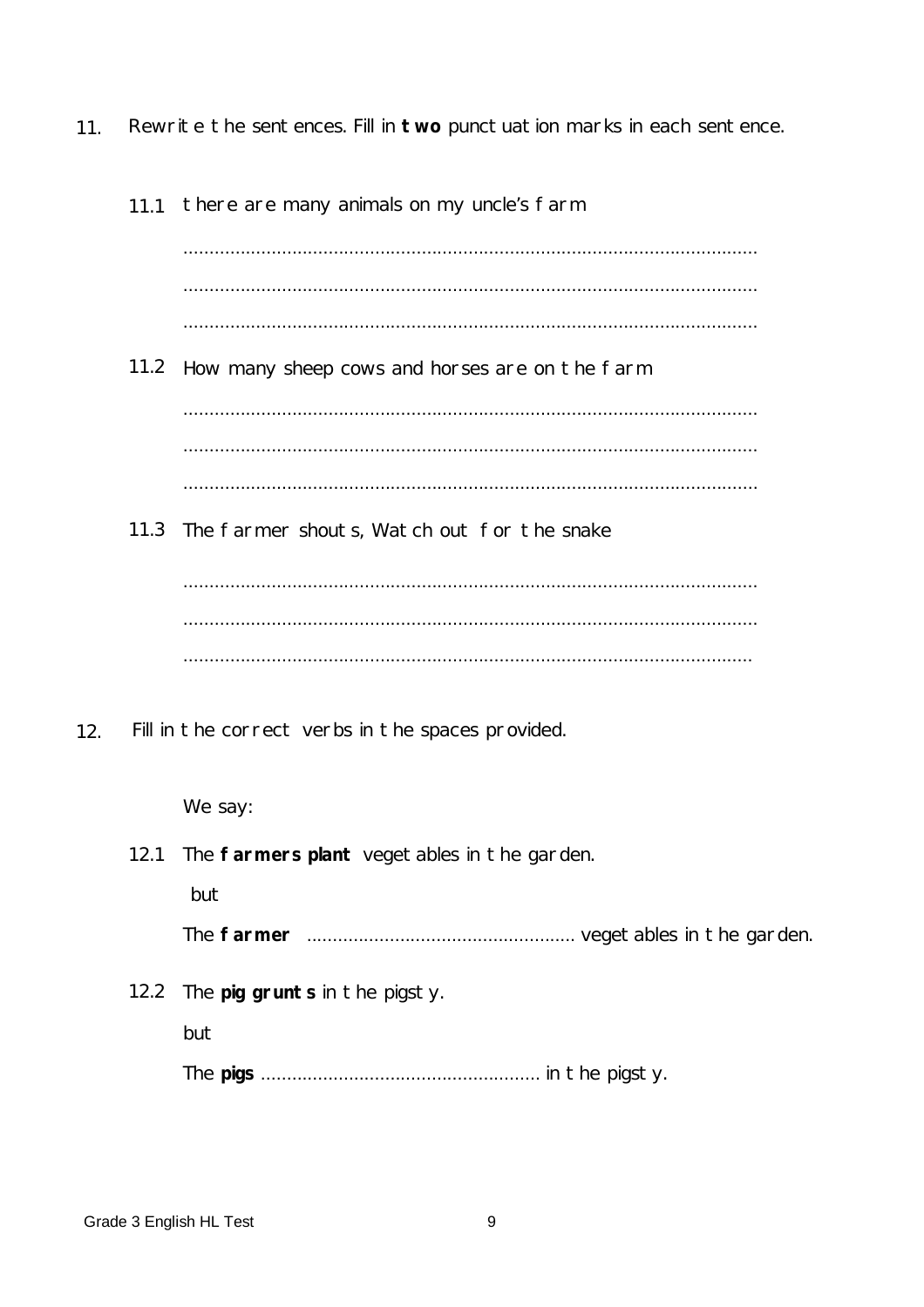11. Rewrite the sentences. Fill in **two** punctuation marks in each sentence.

11.1 there are many animals on my uncle's farm

..............................................................................................................

..............................................................................................................

..............................................................................................................

11.2 How many sheep cows and horses are on the farm

..............................................................................................................

..............................................................................................................

..............................................................................................................

11.3 The farmer shouts, Watch out for the snake

..............................................................................................................

..............................................................................................................

..............................................................................................................

12. Fill in the correct verbs in the spaces provided.

We say:

12.1 The **farmers plant** vegetables in the garden.

but

The **farmer** .................................................... vegetables in the garden.

12.2 The **pig grunts** in the pigsty.

but

The **pigs** ...................................................... in the pigsty.

Grade 3 English HL Test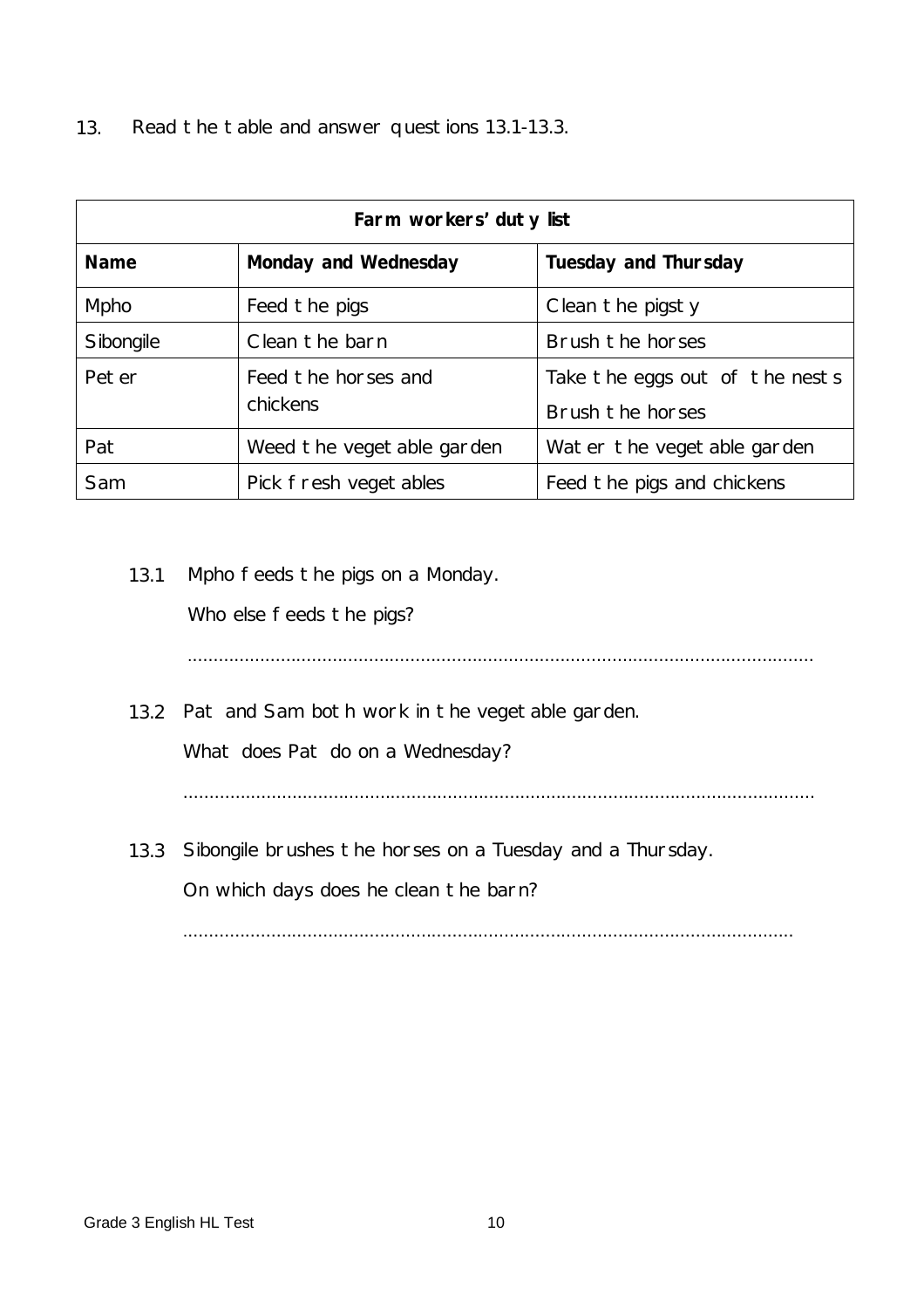13. Read the table and answer questions 13.1-13.3.

| **Farm workers' duty list** | | |
|---|---|---|
| **Name** | **Monday and Wednesday** | **Tuesday and Thursday** |
| Mpho | Feed the pigs | Clean the pigsty |
| Sibongile | Clean the barn | Brush the horses |
| Peter | Feed the horses and chickens | Take the eggs out of the nests Brush the horses |
| Pat | Weed the vegetable garden | Water the vegetable garden |
| Sam | Pick fresh vegetables | Feed the pigs and chickens |

13.1 Mpho feeds the pigs on a Monday.

Who else feeds the pigs?

..........................................................................................................................

13.2 Pat and Sam both work in the vegetable garden.

What does Pat do on a Wednesday?

..........................................................................................................................

13.3 Sibongile brushes the horses on a Tuesday and a Thursday.

On which days does he clean the barn?

..........................................................................................................................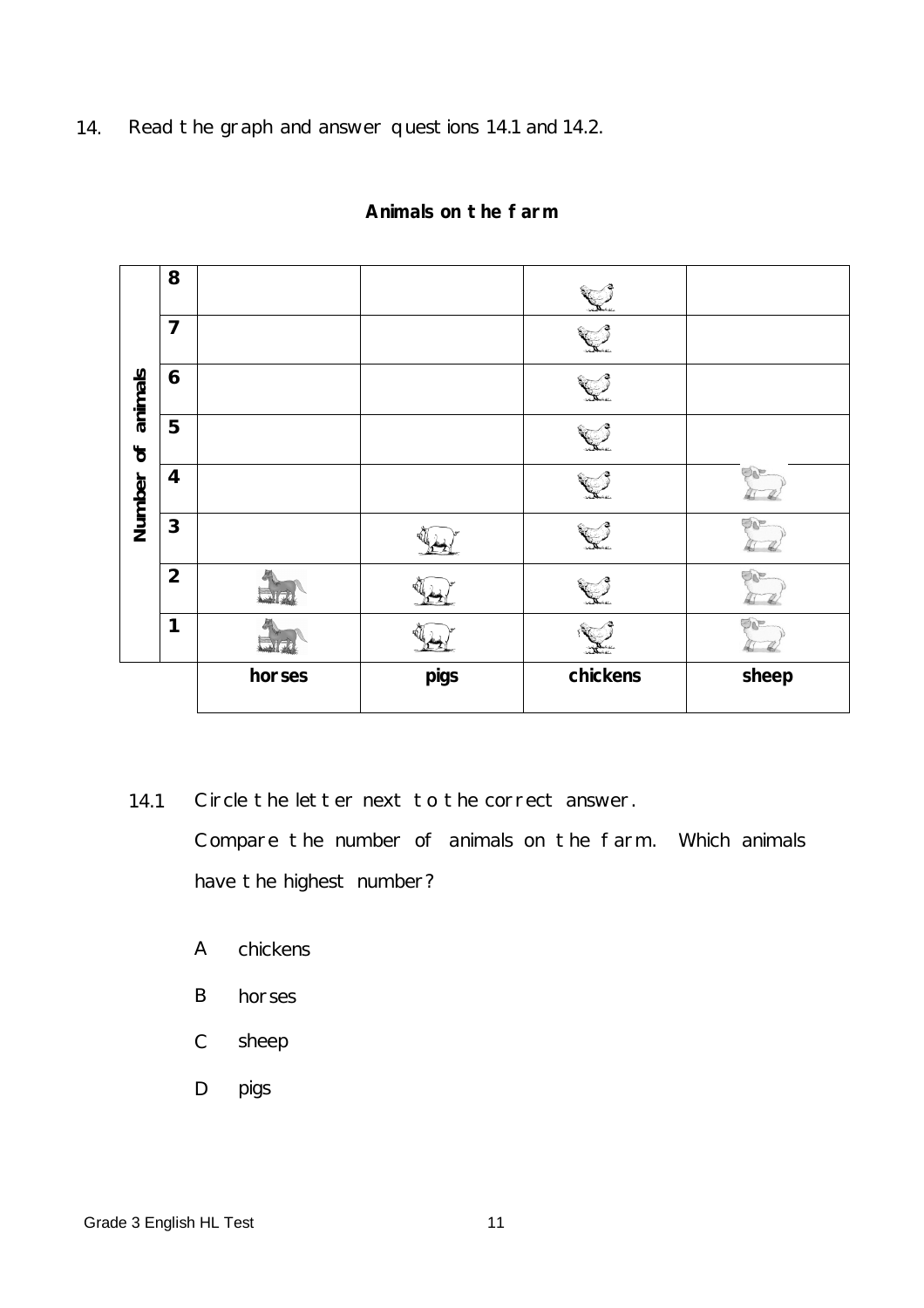14. Read the graph and answer questions 14.1 and 14.2.

**Animals on the farm**

| Number of animals | horses | pigs | chickens | sheep |
|---|---|---|---|---|
| **8** | | | 🐔 | |
| **7** | | | 🐔 | |
| **6** | | | 🐔 | |
| **5** | | | 🐔 | |
| **4** | | | 🐔 | 🐑 |
| **3** | | 🐖 | 🐔 | 🐑 |
| **2** | 🐴 | 🐖 | 🐔 | 🐑 |
| **1** | 🐴 | 🐖 | 🐔 | 🐑 |

14.1 Circle the letter next to the correct answer.

Compare the number of animals on the farm. Which animals have the highest number?

A chickens

B horses

C sheep

D pigs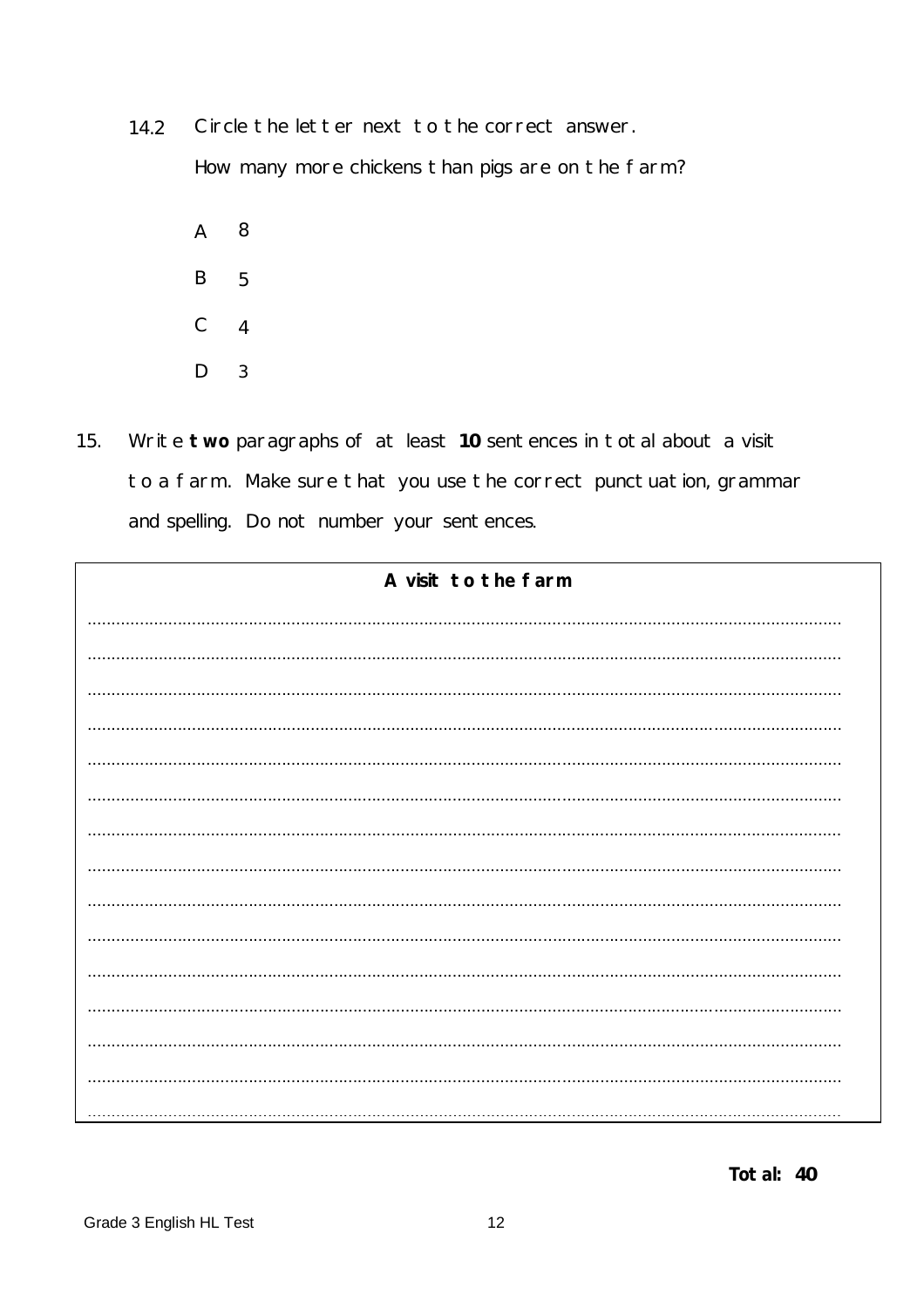14.2 Circle the letter next to the correct answer.

How many more chickens than pigs are on the farm?

A 8

B 5

C 4

D 3

15. Write **two** paragraphs of at least **10** sentences in total about a visit to a farm. Make sure that you use the correct punctuation, grammar and spelling. Do not number your sentences.

**A visit to the farm**

..........................................................................................................................................

..........................................................................................................................................

..........................................................................................................................................

..........................................................................................................................................

..........................................................................................................................................

..........................................................................................................................................

..........................................................................................................................................

..........................................................................................................................................

..........................................................................................................................................

..........................................................................................................................................

..........................................................................................................................................

..........................................................................................................................................

..........................................................................................................................................

..........................................................................................................................................

..........................................................................................................................................

**Total: 40**